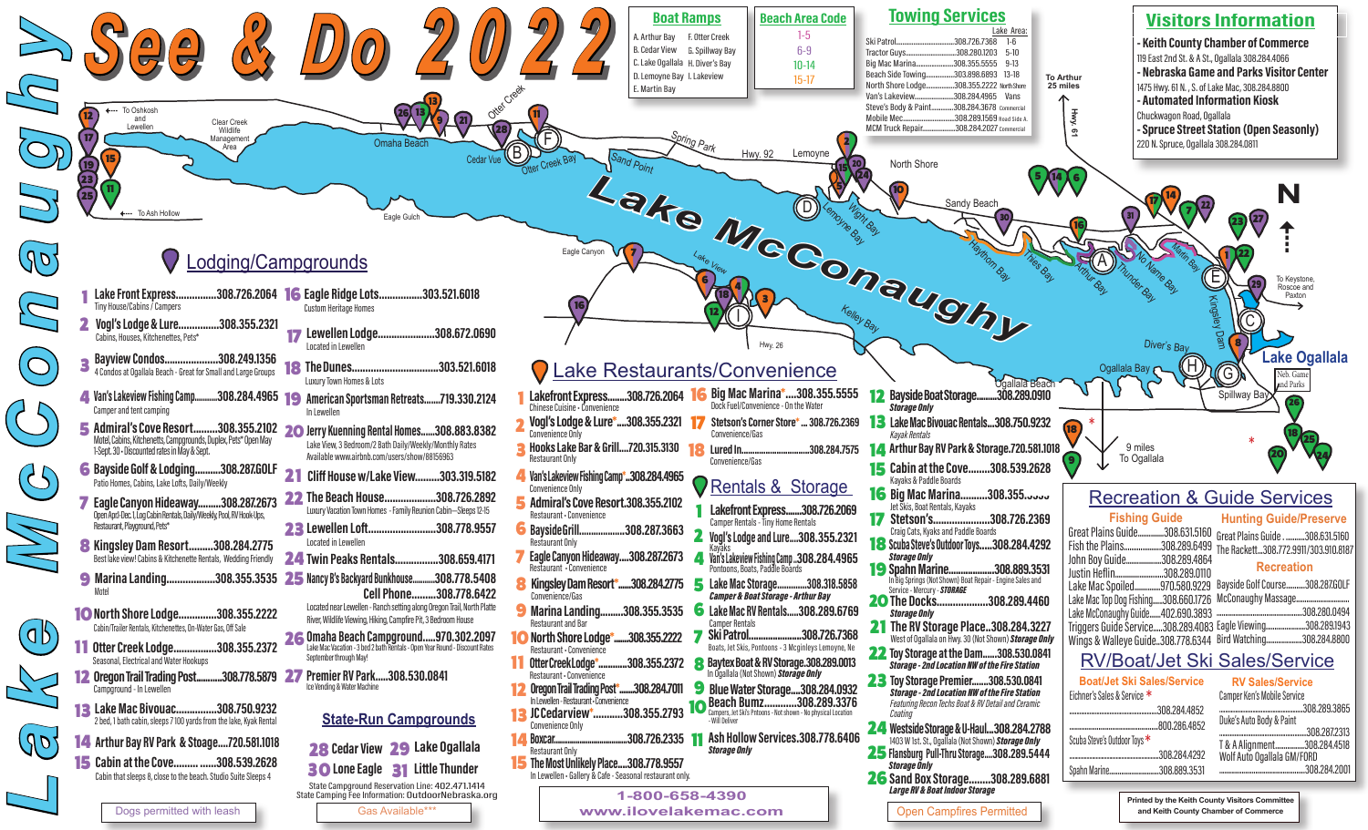# See & Do 2022

# Lake McConaughy

## Boat Ramps

A. Arthur Bay
B. Cedar View
C. Lake Ogallala
D. Lemoyne Bay
E. Martin Bay
F. Otter Creek
G. Spillway Bay
H. Diver's Bay
I. Lakeview

## Beach Area Code

1-5
6-9
10-14
15-17

## Towing Services

| | | Lake Area: |
|---|---|---|
| Ski Patrol | 308.726.7368 | 1-6 |
| Tractor Guys | 308.280.1203 | 5-10 |
| Big Mac Marina | 308.355.5555 | 9-13 |
| Beach Side Towing | 303.898.6893 | 13-18 |
| North Shore Lodge | 308.355.2222 | North Shore |
| Van's Lakeview | 308.284.4965 | Vans |
| Steve's Body & Paint | 308.284.3678 | Commercial |
| Mobile Mec | 308.289.1569 | Road Side A. |
| MCM Truck Repair | 308.284.2027 | Commercial |

## Visitors Information

- **Keith County Chamber of Commerce**
  119 East 2nd St. & A St., Ogallala 308.284.4066
- **Nebraska Game and Parks Visitor Center**
  1475 Hwy. 61 N., S. of Lake Mac, 308.284.8800
- **Automated Information Kiosk**
  Chuckwagon Road, Ogallala
- **Spruce Street Station (Open Seasonly)**
  220 N. Spruce, Ogallala 308.284.0811

## Lodging/Campgrounds

1. **Lake Front Express** 308.726.2064 — Tiny House/Cabins / Campers
2. **Vogl's Lodge & Lure** 308.355.2321 — Cabins, Houses, Kitchenettes, Pets*
3. **Bayview Condos** 308.249.1356 — 4 Condos at Ogallala Beach - Great for Small and Large Groups
4. **Van's Lakeview Fishing Camp** 308.284.4965 — Camper and tent camping
5. **Admiral's Cove Resort** 308.355.2102 — Motel, Cabins, Kitchenetts, Campgrounds, Duplex, Pets* Open May 1-Sept. 30 - Discounted rates in May & Sept.
6. **Bayside Golf & Lodging** 308.287.GOLF — Patio Homes, Cabins, Lake Lofts, Daily/Weekly
7. **Eagle Canyon Hideaway** 308.287.2673 — Open Apr.-Dec. 1, Log Cabin Rentals, Daily/Weekly, Pool, RV Hook-Ups, Restaurant, Playground, Pets*
8. **Kingsley Dam Resort** 308.284.2775 — Best lake view! Cabins & Kitchenette Rentals, Wedding Friendly
9. **Marina Landing** 308.355.3535 — Motel
10. **North Shore Lodge** 308.355.2222 — Cabin/Trailer Rentals, Kitchenettes, On-Water Gas, Off Sale
11. **Otter Creek Lodge** 308.355.2372 — Seasonal, Electrical and Water Hookups
12. **Oregon Trail Trading Post** 308.778.5879 — Campground - In Lewellen
13. **Lake Mac Bivouac** 308.750.9232 — 2 bed, 1 bath cabin, sleeps 7 100 yards from the lake, Kyak Rental
14. **Arthur Bay RV Park & Storage** 720.581.1018
15. **Cabin at the Cove** 308.539.2628 — Cabin that sleeps 8, close to the beach. Studio Suite Sleeps 4
16. **Eagle Ridge Lots** 303.521.6018 — Custom Heritage Homes
17. **Lewellen Lodge** 308.672.0690 — Located in Lewellen
18. **The Dunes** 303.521.6018 — Luxury Town Homes & Lots
19. **American Sportsman Retreats** 719.330.2124 — In Lewellen
20. **Jerry Kuenning Rental Homes** 308.883.8382 — Lake View, 3 Bedroom/2 Bath Daily/Weekly/Monthly Rates. Available www.airbnb.com/users/show/8815663
21. **Cliff House w/Lake View** 303.319.5182
22. **The Beach House** 308.726.2892 — Luxury Vacation Town Homes - Family Reunion Cabin—Sleeps 12-15
23. **Lewellen Loft** 308.778.9557 — Located in Lewellen
24. **Twin Peaks Rentals** 308.659.4171
25. **Nancy B's Backyard Bunkhouse** 308.778.5408 — **Cell Phone** 308.778.6422 — Located near Lewellen - Ranch setting along Oregon Trail, North Platte River, Wildlife Viewing, Hiking, Campfire Pit, 3 Bedroom House
26. **Omaha Beach Campground** 970.302.2097 — Lake Mac Vacation - 3 bed 2 bath Rentals - Open Year Round - Discount Rates September through May!
27. **Premier RV Park** 308.530.0841 — Ice Vending & Water Machine

### State-Run Campgrounds

28. **Cedar View**
29. **Lake Ogallala**
30. **Lone Eagle**
31. **Little Thunder**

State Campground Reservation Line: 402.471.1414
State Camping Fee Information: OutdoorNebraska.org

## Lake Restaurants/Convenience

1. **Lakefront Express** 308.726.2064 — Chinese Cuisine - Convenience
2. **Vogl's Lodge & Lure*** 308.355.2321 — Restaurant - Convenience
3. **Hooks Lake Bar & Grill** 720.315.3130 — Restaurant Only
4. **Van's Lakeview Fishing Camp*** 308.284.4965 — Convenience Only
5. **Admiral's Cove Resort** 308.355.2102 — Restaurant - Convenience
6. **Bayside Grill** 308.287.3663 — Restaurant Only
7. **Eagle Canyon Hideaway** 308.287.2673 — Restaurant - Convenience
8. **Kingsley Dam Resort*** 308.284.2775 — Convenience/Gas
9. **Marina Landing** 308.355.3535 — Restaurant and Bar
10. **North Shore Lodge*** 308.355.2222 — Restaurant - Convenience
11. **Otter Creek Lodge*** 308.355.2372 — Restaurant - Convenience
12. **Oregon Trail Trading Post*** 308.284.7011 — In Lewellen - Restaurant - Convenience
13. **JC Cedarview*** 308.355.2793 — Convenience Only
14. **Boxcar** 308.726.2335 — Restaurant Only
15. **The Most Unlikely Place** 308.778.9557 — In Lewellen - Gallery & Cafe - Seasonal restaurant only.
16. **Big Mac Marina*** 308.355.5555 — Dock Fuel/Convenience - On the Water
17. **Stetson's Corner Store*** 308.726.2369 — Convenience/Gas
18. **Lured In** 308.284.7575 — Convenience/Gas

## Rentals & Storage

1. **Lakefront Express** 308.726.2069 — Camper Rentals - Tiny Home Rentals
2. **Vogl's Lodge and Lure** 308.355.2321 — Kayaks
3. **Van's Lakeview Fishing Camp** 308.284.4965 — Pontoons, Boats, Paddle Boards
4. ...
5. **Lake Mac Storage** 308.318.5858 — *Camper & Boat Storage - Arthur Bay*
6. **Lake Mac RV Rentals** 308.289.6769 — Camper Rentals
7. **Ski Patrol** 308.726.7368 — Boats, Jet Skis, Pontoons - 3 Mcginleys Lemoyne, Ne
8. **Baytex Boat & RV Storage** 308.289.0013 — In Ogallala (Not Shown) *Storage Only*
9. **Blue Water Storage** 308.284.0932 — *Storage Only*
10. **Beach Bumz** 308.289.3376 — Campers, Jet Skis Pontoons - Not shown - No physical location - Will Deliver
11. **Ash Hollow Services** 308.778.6406 — *Storage Only*
12. **Bayside Boat Storage** 308.289.0910 — *Storage Only*
13. **Lake Mac Bivouac Rentals** 308.750.9232 — *Kayak Rentals*
14. **Arthur Bay RV Park & Storage** 720.581.1018
15. **Cabin at the Cove** 308.539.2628 — Kayaks & Paddle Boards
16. **Big Mac Marina** 308.355.5555 — Jet Skis, Boat Rentals, Kayaks
17. **Stetson's** 308.726.2369 — Craig Cats, Kyaks and Paddle Boards
18. **Scuba Steve's Outdoor Toys** 308.284.4292 — *Storage Only*
19. **Spahn Marine** 308.889.3531 — In Big Springs (Not Shown) Boat Repair - Engine Sales and Service - Mercury - *STORAGE*
20. **The Docks** 308.289.4460 — *Storage Only*
21. **The RV Storage Place** 308.284.3227 — West of Ogallala on Hwy. 30 (Not Shown) *Storage Only*
22. **Toy Storage at the Dam** 308.530.0841 — *Storage - 2nd Location NW of the Fire Station*
23. **Toy Storage Premier** 308.530.0841 — *Storage - 2nd Location NW of the Fire Station* — *Featuring Recon Techs Boat & RV Detail and Ceramic Coating*
24. **Westside Storage & U-Haul** 308.284.2788 — 1403 W 1st. St., Ogallala (Not Shown) *Storage Only*
25. **Flansburg Pull-Thru Storage** 308.289.5444 — *Storage Only*
26. **Sand Box Storage** 308.289.6881 — *Large RV & Boat Indoor Storage*

## Recreation & Guide Services

### Fishing Guide

| | |
|---|---|
| Great Plains Guide | 308.631.5160 |
| Fish the Plains | 308.289.6499 |
| John Boy Guide | 308.289.4864 |
| Justin Heflin | 308.289.0110 |
| Lake Mac Spoiled | 970.580.9229 |
| Lake Mac Top Dog Fishing | 308.660.1726 |
| Lake McConaughy Guide | 402.690.3893 |
| Triggers Guide Service | 308.289.4083 |
| Wings & Walleye Guide | 308.778.6344 |

### Hunting Guide/Preserve

| | |
|---|---|
| Great Plains Guide | 308.631.5160 |
| The Rackett | 308.772.9911/303.910.8187 |

### Recreation

| | |
|---|---|
| Bayside Golf Course | 308.287.GOLF |
| McConaughy Massage | |
| | 308.280.0494 |
| Eagle Viewing | 308.289.1943 |
| Bird Watching | 308.284.8800 |

## RV/Boat/Jet Ski Sales/Service

### Boat/Jet Ski Sales/Service

| | |
|---|---|
| Eichner's Sales & Service * | 308.284.4852 |
| | 800.286.4852 |
| Scuba Steve's Outdoor Toys * | 308.284.4292 |
| Spahn Marine | 308.889.3531 |

### RV Sales/Service

| | |
|---|---|
| Camper Ken's Mobile Service | 308.289.3865 |
| Duke's Auto Body & Paint | 308.287.2313 |
| T & A Alignment | 308.284.4518 |
| Wolf Auto Ogallala GM/FORD | 308.284.2001 |

1-800-658-4390
www.ilovelakemac.com

Dogs permitted with leash

Gas Available***

Open Campfires Permitted

Printed by the Keith County Visitors Committee and Keith County Chamber of Commerce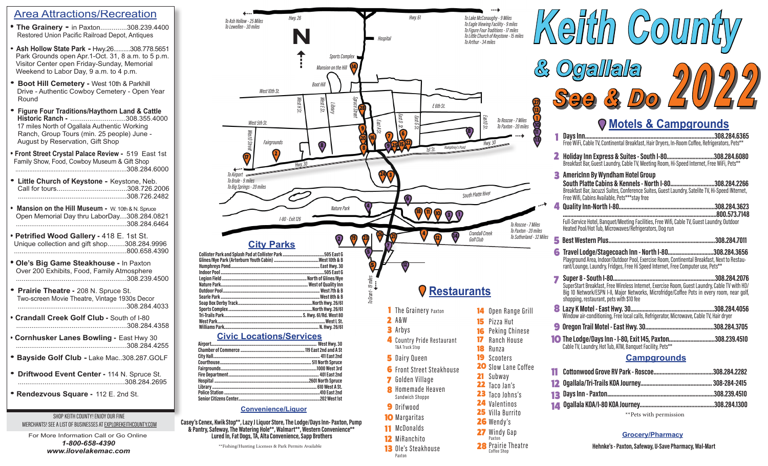# Keith County & Ogallala See & Do 2022

## Area Attractions/Recreation

- **The Grainery -** in Paxton..............308.239.4400
  Restored Union Pacific Railroad Depot, Antiques
- **Ash Hollow State Park -** Hwy.26..........308.778.5651
  Park Grounds open Apr.1-Oct. 31, 8 a.m. to 5 p.m. Visitor Center open Friday-Sunday, Memorial Weekend to Labor Day, 9 a.m. to 4 p.m.
- **Boot Hill Cemetery -** West 10th & Parkhill Drive - Authentic Cowboy Cemetery - Open Year Round
- **Figure Four Traditions/Haythorn Land & Cattle Historic Ranch -** .............................308.355.4000
  17 miles North of Ogallala Authentic Working Ranch, Group Tours (min. 25 people) June - August by Reservation, Gift Shop
- **Front Street Crystal Palace Review -** 519 East 1st Family Show, Food, Cowboy Museum & Gift Shop
  ................................................................308.284.6000
- **Little Church of Keystone -** Keystone, Neb.
  Call for tours.......................................308.726.2006
  ............................................................308.726.2482
- **Mansion on the Hill Museum -** W. 10th & N. Spruce
  Open Memorial Day thru LaborDay....308.284.0821
  ............................................................308.284.6464
- **Petrified Wood Gallery -** 418 E. 1st St.
  Unique collection and gift shop.........308.284.9996
  ............................................................800.658.4390
- **Ole's Big Game Steakhouse -** In Paxton
  Over 200 Exhibits, Food, Family Atmosphere
  ............................................................308.239.4500
- **Prairie Theatre -** 208 N. Spruce St.
  Two-screen Movie Theatre, Vintage 1930s Decor
  ............................................................308.284.4033
- **Crandall Creek Golf Club -** South of I-80
  ............................................................308.284.4358
- **Cornhusker Lanes Bowling -** East Hwy 30
  ............................................................308.284.4255
- **Bayside Golf Club -** Lake Mac..308.287.GOLF
- **Driftwood Event Center -** 114 N. Spruce St.
  ............................................................308.284.2695
- **Rendezvous Square -** 112 E. 2nd St.

SHOP KEITH COUNTY! ENJOY OUR FINE MERCHANTS! SEE A LIST OF BUSINESSES AT EXPLOREKEITHCOUNTY.COM

For More Information Call or Go Online
*1-800-658-4390*
*www.ilovelakemac.com*

## City Parks

| | |
|---|---|
| Collister Park and Splash Pad at Collister Park | 505 East G |
| Glines/Nye Park (Arterburn Youth Cabin) | West 10th & B |
| Humphreys Pond | East Hwy. 30 |
| Indoor Pool | 505 East G |
| Legion Field | North of Glines/Nye |
| Nature Park | West of Quality Inn |
| Outdoor Pool | West 7th & B |
| Searle Park | West 8th & B |
| Soap Box Derby Track | North Hwy. 26/61 |
| Sports Complex | North Hwy. 26/61 |
| Tri-Trails Park | S. Hwy. 61/Rd. West 80 |
| West Park | West L St. |
| Williams Park | N. Hwy. 26/61 |

## Civic Locations/Services

| | |
|---|---|
| Airport | West Hwy. 30 |
| Chamber of Commerce | 119 East 2nd and A St |
| City Hall | 411 East 2nd |
| Courthouse | 511 North Spruce |
| Fairgrounds | 1000 West 3rd |
| Fire Department | 401 East 2nd |
| Hospital | 2601 North Spruce |
| Library | 610 West A St. |
| Police Station | 410 East 2nd |
| Senior Citizens Center | 202 West 1st |

## Convenience/Liquor

Casey's Cenex, Kwik Stop**, Lazy J Liquor Store, The Lodge/Days Inn- Paxton, Pump & Pantry, Safeway, The Watering Hole**, Walmart**, Western Convenience** Lured In, Fat Dogs, TA, Alta Convenience, Sapp Brothers

**Fishing/Hunting Licenses & Park Permits Available

## Restaurants

1. The Grainery Paxton
2. A&W
3. Arbys
4. Country Pride Restaurant T&A Truck Stop
5. Dairy Queen
6. Front Street Steakhouse
7. Golden Village
8. Homemade Heaven Sandwich Shoppe
9. Drifwood
10. Margaritas
11. McDonalds
12. MiRanchito
13. Ole's Steakhouse Paxton
14. Open Range Grill
15. Pizza Hut
16. Peking Chinese
17. Ranch House
18. Runza
19. Scooters
20. Slow Lane Coffee
21. Subway
22. Taco Jan's
23. Taco Johns's
24. Valentinos
25. Villa Burrito
26. Wendy's
27. Windy Gap Paxton
28. Prairie Theatre Coffee Shop

## Motels & Campgrounds

1. **Days Inn**..............................................................308.284.6365
   Free WiFi, Cable TV, Continental Breakfast, Hair Dryers, In-Room Coffee, Refrigerators, Pets**
2. **Holiday Inn Express & Suites - South I-80**..............................308.284.6080
   Breakfast Bar, Guest Laundry, Cable TV, Meeting Room, Hi-Speed Internet, Free WiFi, Pets**
3. **AmericInn By Wyndham Hotel Group**
   **South Platte Cabins & Kennels - North I-80**..............................308.284.2266
   Breakfast Bar, Jacuzzi Suites, Conference Suites, Guest Laundry, Satelite TV, Hi-Speed INternet, Free Wifi, Cabins Available, Pets***stay free
4. **Quality Inn-North I-80**..............................................................308.284.3623
   ..............................................................800.573.7148
   Full-Service Hotel, Banquet/Meeting Facilities, Free Wifi, Cable TV, Guest Laundry, Outdoor Heated Pool/Hot Tub, Microwaves/Refrigerators, Dog run
5. **Best Western Plus**..............................................................308.284.7011
6. **Travel Lodge/Stagecoach Inn - North I-80**..............................308.284.3656
   Playground Area, Indoor/Outdoor Pool, Exercise Room, Continental Breakfast, Next to Restaurant/Lounge, Laundry, Fridges, Free Hi Speed Internet, Free Computer use, Pets**
7. **Super 8 - South I-80**..............................................................308.284.2076
   SuperStart Breakfast, Free Wireless Internet, Exercise Room, Guest Laundry, Cable TV with HD/Big 10 Network/ESPN I-II, Major Networks, Microfridge/Coffee Pots in every room, near golf, shopping, restaurant, pets with $10 fee
8. **Lazy K Motel - East Hwy. 30**..............................................................308.284.4056
   Window air-conditioning, Free local calls, Refrigerator, Microwave, Cable TV, Hair dryer
9. **Oregon Trail Motel - East Hwy. 30**..............................................................308.284.3705
10. **The Lodge/Days Inn - I-80, Exit 145, Paxton**..............................308.239.4510
    Cable TV, Laundry, Hot Tub, ATM, Banquet Facility, Pets**

### Campgrounds

11. **Cottonwood Grove RV Park - Roscoe**..............................308.284.2282
12. **Ogallala/Tri-Trails KOA Journey**.............................. 308-284-2415
13. **Days Inn - Paxton**..............................................................308.239.4510
14. **Ogallala KOA/I-80 KOA Journey**..............................308.284.1300

**Pets with permission

## Grocery/Pharmacy

Hehnke's - Paxton, Safeway, U-Save Pharmacy, Wal-Mart